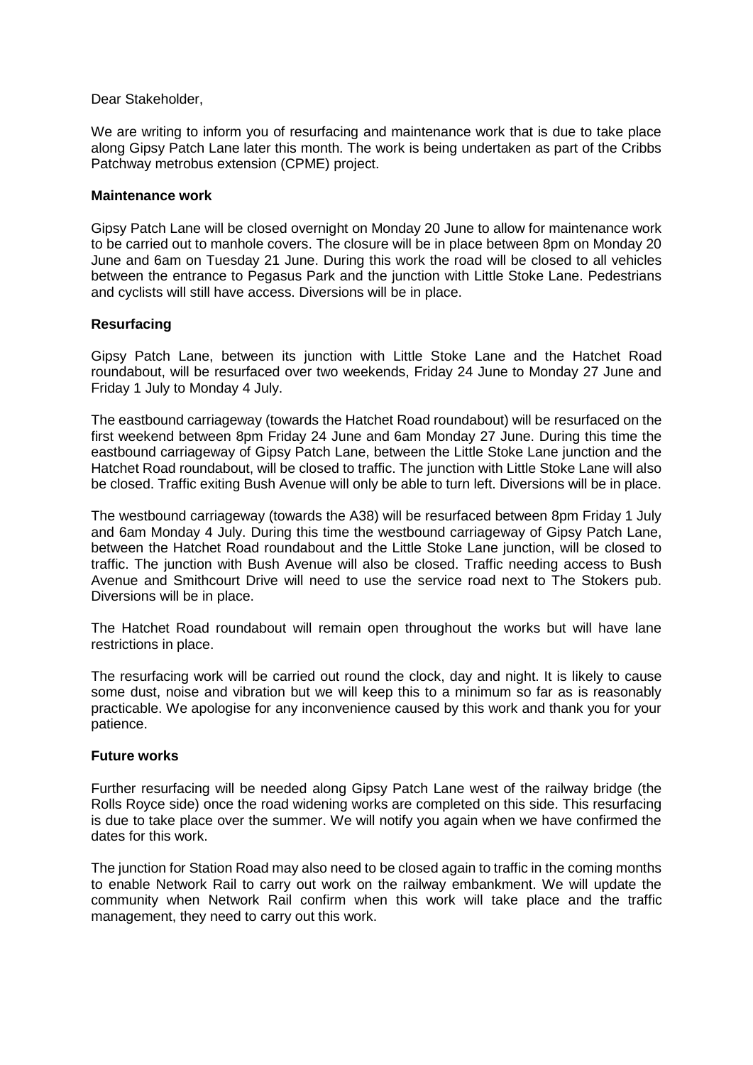Dear Stakeholder,

We are writing to inform you of resurfacing and maintenance work that is due to take place along Gipsy Patch Lane later this month. The work is being undertaken as part of the Cribbs Patchway metrobus extension (CPME) project.

**Maintenance work**

Gipsy Patch Lane will be closed overnight on Monday 20 June to allow for maintenance work to be carried out to manhole covers. The closure will be in place between 8pm on Monday 20 June and 6am on Tuesday 21 June. During this work the road will be closed to all vehicles between the entrance to Pegasus Park and the junction with Little Stoke Lane. Pedestrians and cyclists will still have access. Diversions will be in place.

**Resurfacing**

Gipsy Patch Lane, between its junction with Little Stoke Lane and the Hatchet Road roundabout, will be resurfaced over two weekends, Friday 24 June to Monday 27 June and Friday 1 July to Monday 4 July.

The eastbound carriageway (towards the Hatchet Road roundabout) will be resurfaced on the first weekend between 8pm Friday 24 June and 6am Monday 27 June. During this time the eastbound carriageway of Gipsy Patch Lane, between the Little Stoke Lane junction and the Hatchet Road roundabout, will be closed to traffic. The junction with Little Stoke Lane will also be closed. Traffic exiting Bush Avenue will only be able to turn left. Diversions will be in place.

The westbound carriageway (towards the A38) will be resurfaced between 8pm Friday 1 July and 6am Monday 4 July. During this time the westbound carriageway of Gipsy Patch Lane, between the Hatchet Road roundabout and the Little Stoke Lane junction, will be closed to traffic. The junction with Bush Avenue will also be closed. Traffic needing access to Bush Avenue and Smithcourt Drive will need to use the service road next to The Stokers pub. Diversions will be in place.

The Hatchet Road roundabout will remain open throughout the works but will have lane restrictions in place.

The resurfacing work will be carried out round the clock, day and night. It is likely to cause some dust, noise and vibration but we will keep this to a minimum so far as is reasonably practicable. We apologise for any inconvenience caused by this work and thank you for your patience.

**Future works**

Further resurfacing will be needed along Gipsy Patch Lane west of the railway bridge (the Rolls Royce side) once the road widening works are completed on this side. This resurfacing is due to take place over the summer. We will notify you again when we have confirmed the dates for this work.

The junction for Station Road may also need to be closed again to traffic in the coming months to enable Network Rail to carry out work on the railway embankment. We will update the community when Network Rail confirm when this work will take place and the traffic management, they need to carry out this work.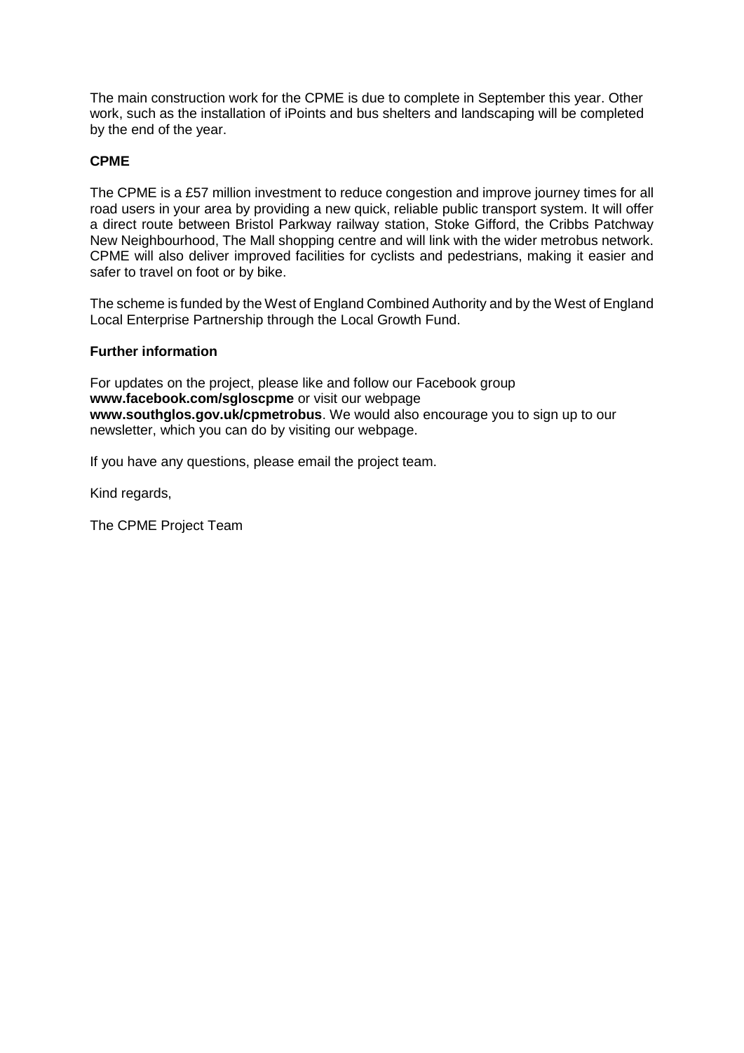The main construction work for the CPME is due to complete in September this year. Other work, such as the installation of iPoints and bus shelters and landscaping will be completed by the end of the year.

**CPME**

The CPME is a £57 million investment to reduce congestion and improve journey times for all road users in your area by providing a new quick, reliable public transport system. It will offer a direct route between Bristol Parkway railway station, Stoke Gifford, the Cribbs Patchway New Neighbourhood, The Mall shopping centre and will link with the wider metrobus network. CPME will also deliver improved facilities for cyclists and pedestrians, making it easier and safer to travel on foot or by bike.

The scheme is funded by the West of England Combined Authority and by the West of England Local Enterprise Partnership through the Local Growth Fund.

**Further information**

For updates on the project, please like and follow our Facebook group **www.facebook.com/sgloscpme** or visit our webpage **www.southglos.gov.uk/cpmetrobus**. We would also encourage you to sign up to our newsletter, which you can do by visiting our webpage.

If you have any questions, please email the project team.

Kind regards,

The CPME Project Team